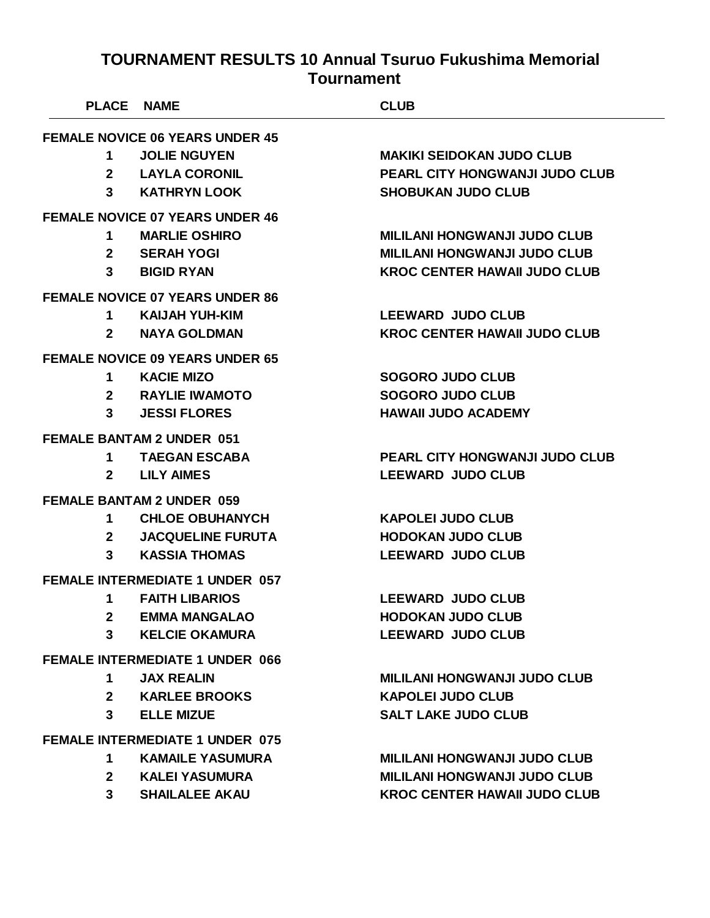# TOURNAMENT RESULTS 10 Annual Tsuruo Fukushima Memorial Tournament

| PLACE | NAME | CLUB |
|---|---|---|
| **FEMALE NOVICE 06 YEARS UNDER 45** | | |
| 1 | JOLIE NGUYEN | MAKIKI SEIDOKAN JUDO CLUB |
| 2 | LAYLA CORONIL | PEARL CITY HONGWANJI JUDO CLUB |
| 3 | KATHRYN LOOK | SHOBUKAN JUDO CLUB |
| **FEMALE NOVICE 07 YEARS UNDER 46** | | |
| 1 | MARLIE OSHIRO | MILILANI HONGWANJI JUDO CLUB |
| 2 | SERAH YOGI | MILILANI HONGWANJI JUDO CLUB |
| 3 | BIGID RYAN | KROC CENTER HAWAII JUDO CLUB |
| **FEMALE NOVICE 07 YEARS UNDER 86** | | |
| 1 | KAIJAH YUH-KIM | LEEWARD JUDO CLUB |
| 2 | NAYA GOLDMAN | KROC CENTER HAWAII JUDO CLUB |
| **FEMALE NOVICE 09 YEARS UNDER 65** | | |
| 1 | KACIE MIZO | SOGORO JUDO CLUB |
| 2 | RAYLIE IWAMOTO | SOGORO JUDO CLUB |
| 3 | JESSI FLORES | HAWAII JUDO ACADEMY |
| **FEMALE BANTAM 2 UNDER 051** | | |
| 1 | TAEGAN ESCABA | PEARL CITY HONGWANJI JUDO CLUB |
| 2 | LILY AIMES | LEEWARD JUDO CLUB |
| **FEMALE BANTAM 2 UNDER 059** | | |
| 1 | CHLOE OBUHANYCH | KAPOLEI JUDO CLUB |
| 2 | JACQUELINE FURUTA | HODOKAN JUDO CLUB |
| 3 | KASSIA THOMAS | LEEWARD JUDO CLUB |
| **FEMALE INTERMEDIATE 1 UNDER 057** | | |
| 1 | FAITH LIBARIOS | LEEWARD JUDO CLUB |
| 2 | EMMA MANGALAO | HODOKAN JUDO CLUB |
| 3 | KELCIE OKAMURA | LEEWARD JUDO CLUB |
| **FEMALE INTERMEDIATE 1 UNDER 066** | | |
| 1 | JAX REALIN | MILILANI HONGWANJI JUDO CLUB |
| 2 | KARLEE BROOKS | KAPOLEI JUDO CLUB |
| 3 | ELLE MIZUE | SALT LAKE JUDO CLUB |
| **FEMALE INTERMEDIATE 1 UNDER 075** | | |
| 1 | KAMAILE YASUMURA | MILILANI HONGWANJI JUDO CLUB |
| 2 | KALEI YASUMURA | MILILANI HONGWANJI JUDO CLUB |
| 3 | SHAILALEE AKAU | KROC CENTER HAWAII JUDO CLUB |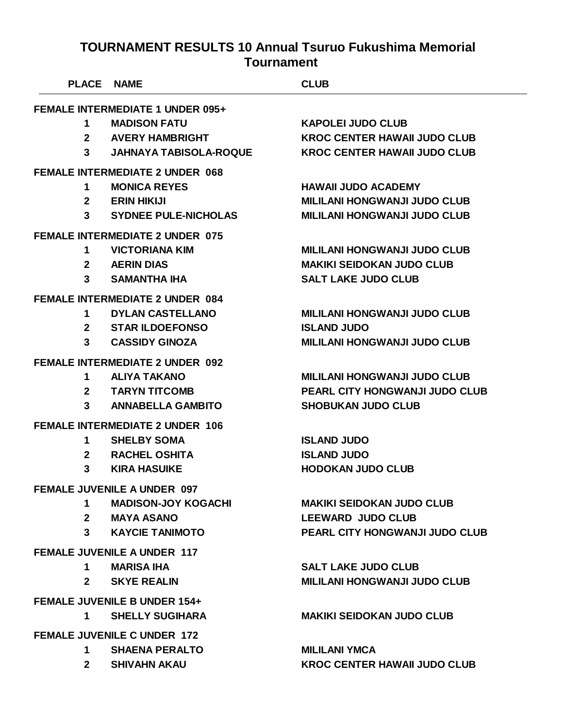# TOURNAMENT RESULTS 10 Annual Tsuruo Fukushima Memorial Tournament

| PLACE | NAME | CLUB |
|---|---|---|
| **FEMALE INTERMEDIATE 1 UNDER 095+** | | |
| 1 | MADISON FATU | KAPOLEI JUDO CLUB |
| 2 | AVERY HAMBRIGHT | KROC CENTER HAWAII JUDO CLUB |
| 3 | JAHNAYA TABISOLA-ROQUE | KROC CENTER HAWAII JUDO CLUB |
| **FEMALE INTERMEDIATE 2 UNDER 068** | | |
| 1 | MONICA REYES | HAWAII JUDO ACADEMY |
| 2 | ERIN HIKIJI | MILILANI HONGWANJI JUDO CLUB |
| 3 | SYDNEE PULE-NICHOLAS | MILILANI HONGWANJI JUDO CLUB |
| **FEMALE INTERMEDIATE 2 UNDER 075** | | |
| 1 | VICTORIANA KIM | MILILANI HONGWANJI JUDO CLUB |
| 2 | AERIN DIAS | MAKIKI SEIDOKAN JUDO CLUB |
| 3 | SAMANTHA IHA | SALT LAKE JUDO CLUB |
| **FEMALE INTERMEDIATE 2 UNDER 084** | | |
| 1 | DYLAN CASTELLANO | MILILANI HONGWANJI JUDO CLUB |
| 2 | STAR ILDOEFONSO | ISLAND JUDO |
| 3 | CASSIDY GINOZA | MILILANI HONGWANJI JUDO CLUB |
| **FEMALE INTERMEDIATE 2 UNDER 092** | | |
| 1 | ALIYA TAKANO | MILILANI HONGWANJI JUDO CLUB |
| 2 | TARYN TITCOMB | PEARL CITY HONGWANJI JUDO CLUB |
| 3 | ANNABELLA GAMBITO | SHOBUKAN JUDO CLUB |
| **FEMALE INTERMEDIATE 2 UNDER 106** | | |
| 1 | SHELBY SOMA | ISLAND JUDO |
| 2 | RACHEL OSHITA | ISLAND JUDO |
| 3 | KIRA HASUIKE | HODOKAN JUDO CLUB |
| **FEMALE JUVENILE A UNDER 097** | | |
| 1 | MADISON-JOY KOGACHI | MAKIKI SEIDOKAN JUDO CLUB |
| 2 | MAYA ASANO | LEEWARD JUDO CLUB |
| 3 | KAYCIE TANIMOTO | PEARL CITY HONGWANJI JUDO CLUB |
| **FEMALE JUVENILE A UNDER 117** | | |
| 1 | MARISA IHA | SALT LAKE JUDO CLUB |
| 2 | SKYE REALIN | MILILANI HONGWANJI JUDO CLUB |
| **FEMALE JUVENILE B UNDER 154+** | | |
| 1 | SHELLY SUGIHARA | MAKIKI SEIDOKAN JUDO CLUB |
| **FEMALE JUVENILE C UNDER 172** | | |
| 1 | SHAENA PERALTO | MILILANI YMCA |
| 2 | SHIVAHN AKAU | KROC CENTER HAWAII JUDO CLUB |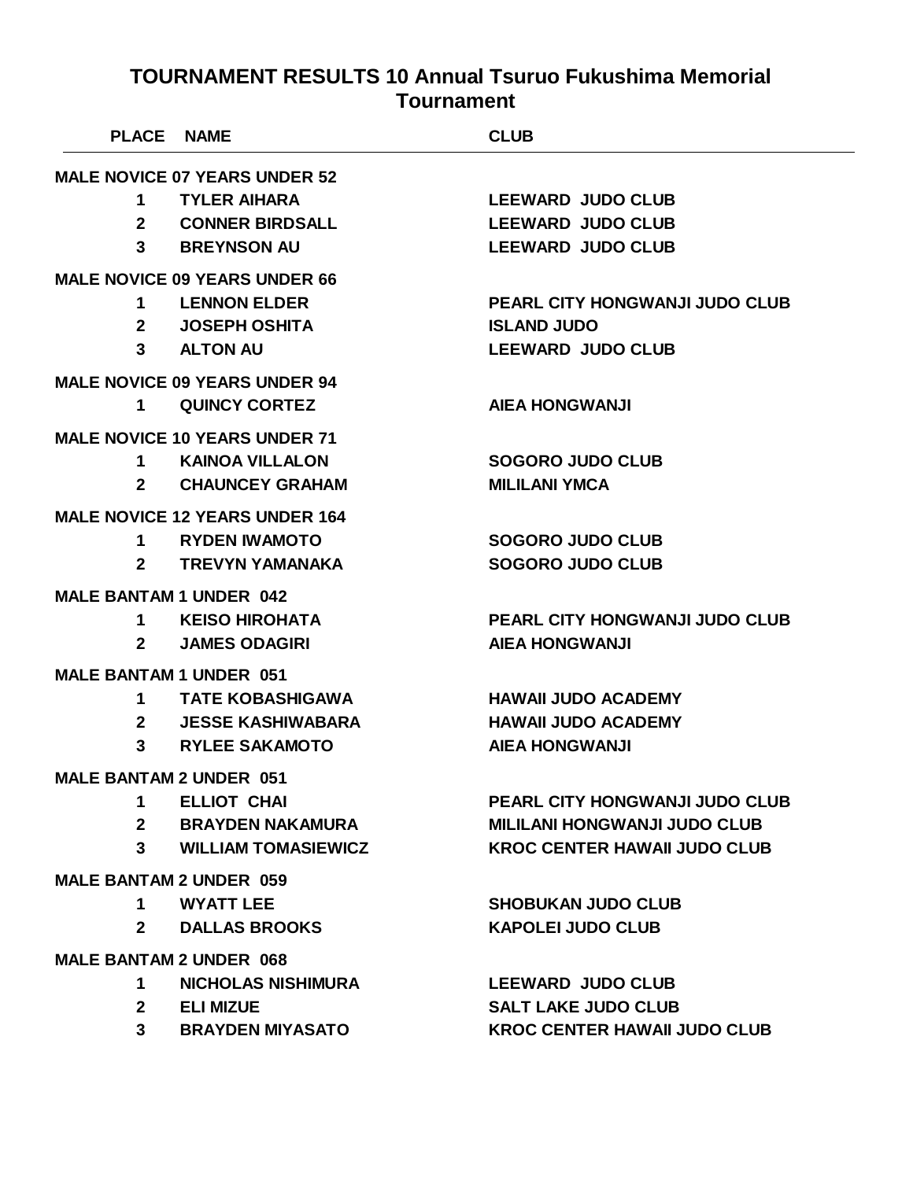# TOURNAMENT RESULTS 10 Annual Tsuruo Fukushima Memorial Tournament

| PLACE | NAME | CLUB |
|---|---|---|
| **MALE NOVICE 07 YEARS UNDER 52** | | |
| 1 | TYLER AIHARA | LEEWARD JUDO CLUB |
| 2 | CONNER BIRDSALL | LEEWARD JUDO CLUB |
| 3 | BREYNSON AU | LEEWARD JUDO CLUB |
| **MALE NOVICE 09 YEARS UNDER 66** | | |
| 1 | LENNON ELDER | PEARL CITY HONGWANJI JUDO CLUB |
| 2 | JOSEPH OSHITA | ISLAND JUDO |
| 3 | ALTON AU | LEEWARD JUDO CLUB |
| **MALE NOVICE 09 YEARS UNDER 94** | | |
| 1 | QUINCY CORTEZ | AIEA HONGWANJI |
| **MALE NOVICE 10 YEARS UNDER 71** | | |
| 1 | KAINOA VILLALON | SOGORO JUDO CLUB |
| 2 | CHAUNCEY GRAHAM | MILILANI YMCA |
| **MALE NOVICE 12 YEARS UNDER 164** | | |
| 1 | RYDEN IWAMOTO | SOGORO JUDO CLUB |
| 2 | TREVYN YAMANAKA | SOGORO JUDO CLUB |
| **MALE BANTAM 1 UNDER 042** | | |
| 1 | KEISO HIROHATA | PEARL CITY HONGWANJI JUDO CLUB |
| 2 | JAMES ODAGIRI | AIEA HONGWANJI |
| **MALE BANTAM 1 UNDER 051** | | |
| 1 | TATE KOBASHIGAWA | HAWAII JUDO ACADEMY |
| 2 | JESSE KASHIWABARA | HAWAII JUDO ACADEMY |
| 3 | RYLEE SAKAMOTO | AIEA HONGWANJI |
| **MALE BANTAM 2 UNDER 051** | | |
| 1 | ELLIOT CHAI | PEARL CITY HONGWANJI JUDO CLUB |
| 2 | BRAYDEN NAKAMURA | MILILANI HONGWANJI JUDO CLUB |
| 3 | WILLIAM TOMASIEWICZ | KROC CENTER HAWAII JUDO CLUB |
| **MALE BANTAM 2 UNDER 059** | | |
| 1 | WYATT LEE | SHOBUKAN JUDO CLUB |
| 2 | DALLAS BROOKS | KAPOLEI JUDO CLUB |
| **MALE BANTAM 2 UNDER 068** | | |
| 1 | NICHOLAS NISHIMURA | LEEWARD JUDO CLUB |
| 2 | ELI MIZUE | SALT LAKE JUDO CLUB |
| 3 | BRAYDEN MIYASATO | KROC CENTER HAWAII JUDO CLUB |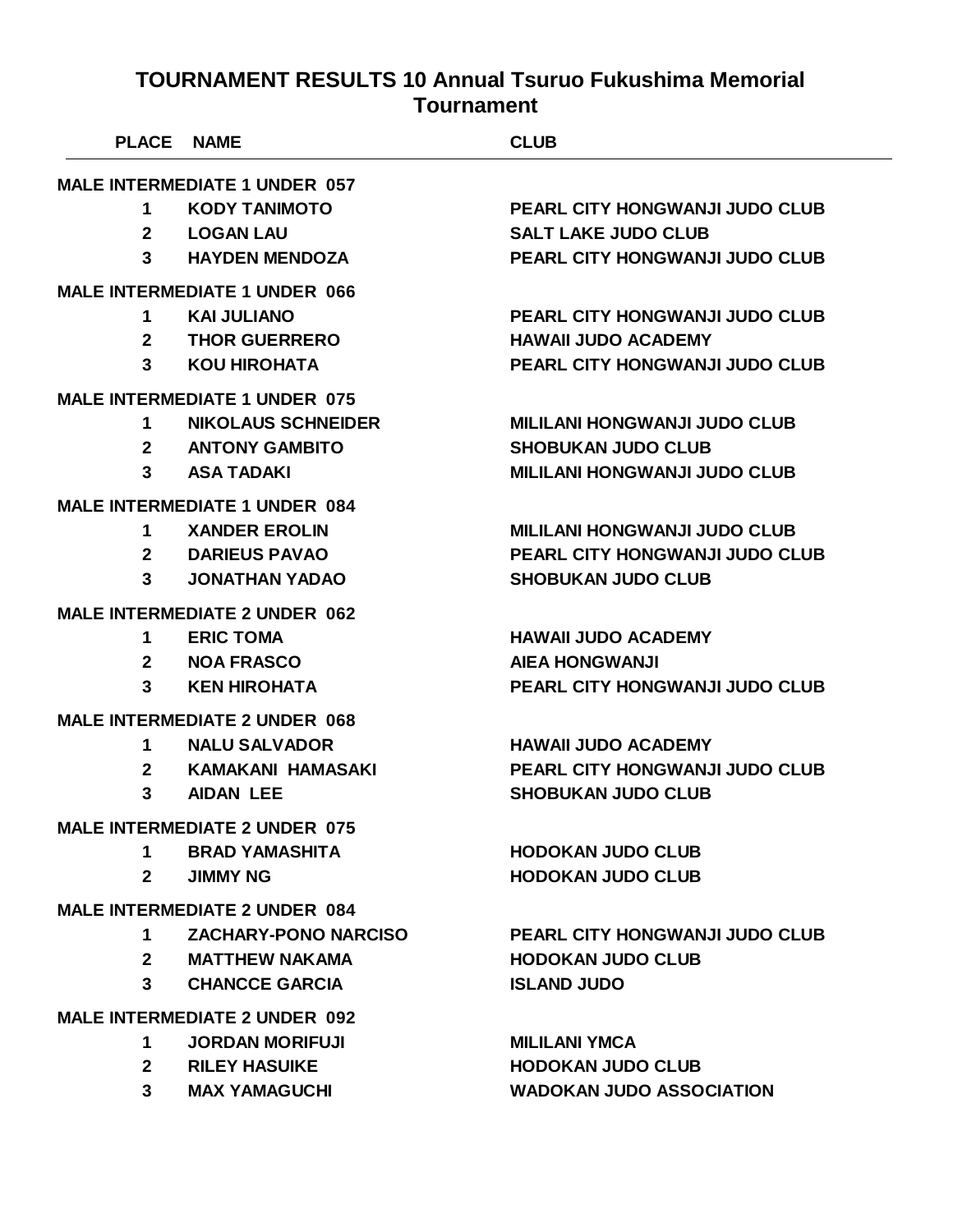# TOURNAMENT RESULTS 10 Annual Tsuruo Fukushima Memorial Tournament

| PLACE | NAME | CLUB |
|---|---|---|
| **MALE INTERMEDIATE 1 UNDER 057** | | |
| 1 | KODY TANIMOTO | PEARL CITY HONGWANJI JUDO CLUB |
| 2 | LOGAN LAU | SALT LAKE JUDO CLUB |
| 3 | HAYDEN MENDOZA | PEARL CITY HONGWANJI JUDO CLUB |
| **MALE INTERMEDIATE 1 UNDER 066** | | |
| 1 | KAI JULIANO | PEARL CITY HONGWANJI JUDO CLUB |
| 2 | THOR GUERRERO | HAWAII JUDO ACADEMY |
| 3 | KOU HIROHATA | PEARL CITY HONGWANJI JUDO CLUB |
| **MALE INTERMEDIATE 1 UNDER 075** | | |
| 1 | NIKOLAUS SCHNEIDER | MILILANI HONGWANJI JUDO CLUB |
| 2 | ANTONY GAMBITO | SHOBUKAN JUDO CLUB |
| 3 | ASA TADAKI | MILILANI HONGWANJI JUDO CLUB |
| **MALE INTERMEDIATE 1 UNDER 084** | | |
| 1 | XANDER EROLIN | MILILANI HONGWANJI JUDO CLUB |
| 2 | DARIEUS PAVAO | PEARL CITY HONGWANJI JUDO CLUB |
| 3 | JONATHAN YADAO | SHOBUKAN JUDO CLUB |
| **MALE INTERMEDIATE 2 UNDER 062** | | |
| 1 | ERIC TOMA | HAWAII JUDO ACADEMY |
| 2 | NOA FRASCO | AIEA HONGWANJI |
| 3 | KEN HIROHATA | PEARL CITY HONGWANJI JUDO CLUB |
| **MALE INTERMEDIATE 2 UNDER 068** | | |
| 1 | NALU SALVADOR | HAWAII JUDO ACADEMY |
| 2 | KAMAKANI HAMASAKI | PEARL CITY HONGWANJI JUDO CLUB |
| 3 | AIDAN LEE | SHOBUKAN JUDO CLUB |
| **MALE INTERMEDIATE 2 UNDER 075** | | |
| 1 | BRAD YAMASHITA | HODOKAN JUDO CLUB |
| 2 | JIMMY NG | HODOKAN JUDO CLUB |
| **MALE INTERMEDIATE 2 UNDER 084** | | |
| 1 | ZACHARY-PONO NARCISO | PEARL CITY HONGWANJI JUDO CLUB |
| 2 | MATTHEW NAKAMA | HODOKAN JUDO CLUB |
| 3 | CHANCCE GARCIA | ISLAND JUDO |
| **MALE INTERMEDIATE 2 UNDER 092** | | |
| 1 | JORDAN MORIFUJI | MILILANI YMCA |
| 2 | RILEY HASUIKE | HODOKAN JUDO CLUB |
| 3 | MAX YAMAGUCHI | WADOKAN JUDO ASSOCIATION |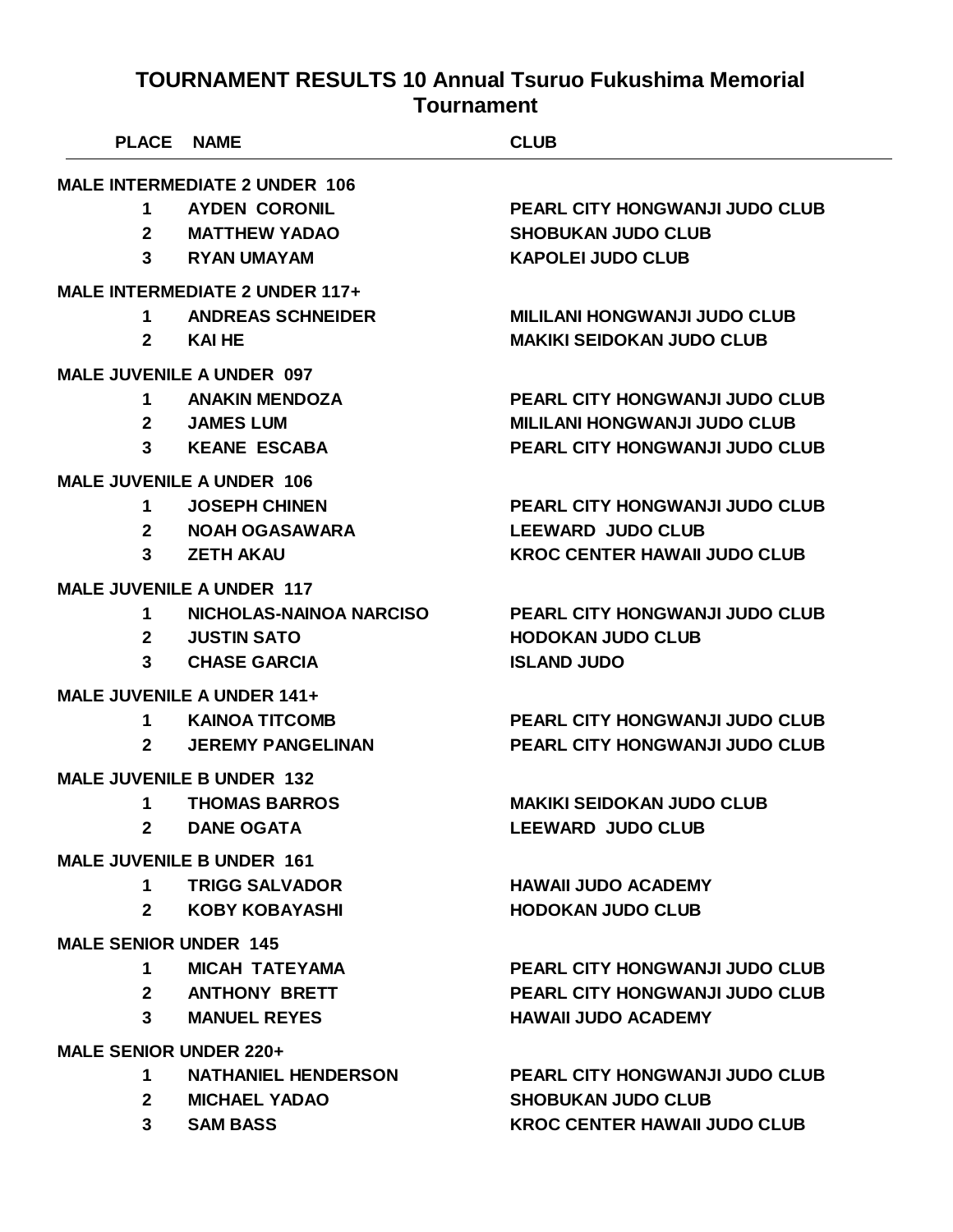# TOURNAMENT RESULTS 10 Annual Tsuruo Fukushima Memorial Tournament

| PLACE | NAME | CLUB |
|---|---|---|
| **MALE INTERMEDIATE 2 UNDER 106** | | |
| 1 | AYDEN CORONIL | PEARL CITY HONGWANJI JUDO CLUB |
| 2 | MATTHEW YADAO | SHOBUKAN JUDO CLUB |
| 3 | RYAN UMAYAM | KAPOLEI JUDO CLUB |
| **MALE INTERMEDIATE 2 UNDER 117+** | | |
| 1 | ANDREAS SCHNEIDER | MILILANI HONGWANJI JUDO CLUB |
| 2 | KAI HE | MAKIKI SEIDOKAN JUDO CLUB |
| **MALE JUVENILE A UNDER 097** | | |
| 1 | ANAKIN MENDOZA | PEARL CITY HONGWANJI JUDO CLUB |
| 2 | JAMES LUM | MILILANI HONGWANJI JUDO CLUB |
| 3 | KEANE ESCABA | PEARL CITY HONGWANJI JUDO CLUB |
| **MALE JUVENILE A UNDER 106** | | |
| 1 | JOSEPH CHINEN | PEARL CITY HONGWANJI JUDO CLUB |
| 2 | NOAH OGASAWARA | LEEWARD JUDO CLUB |
| 3 | ZETH AKAU | KROC CENTER HAWAII JUDO CLUB |
| **MALE JUVENILE A UNDER 117** | | |
| 1 | NICHOLAS-NAINOA NARCISO | PEARL CITY HONGWANJI JUDO CLUB |
| 2 | JUSTIN SATO | HODOKAN JUDO CLUB |
| 3 | CHASE GARCIA | ISLAND JUDO |
| **MALE JUVENILE A UNDER 141+** | | |
| 1 | KAINOA TITCOMB | PEARL CITY HONGWANJI JUDO CLUB |
| 2 | JEREMY PANGELINAN | PEARL CITY HONGWANJI JUDO CLUB |
| **MALE JUVENILE B UNDER 132** | | |
| 1 | THOMAS BARROS | MAKIKI SEIDOKAN JUDO CLUB |
| 2 | DANE OGATA | LEEWARD JUDO CLUB |
| **MALE JUVENILE B UNDER 161** | | |
| 1 | TRIGG SALVADOR | HAWAII JUDO ACADEMY |
| 2 | KOBY KOBAYASHI | HODOKAN JUDO CLUB |
| **MALE SENIOR UNDER 145** | | |
| 1 | MICAH TATEYAMA | PEARL CITY HONGWANJI JUDO CLUB |
| 2 | ANTHONY BRETT | PEARL CITY HONGWANJI JUDO CLUB |
| 3 | MANUEL REYES | HAWAII JUDO ACADEMY |
| **MALE SENIOR UNDER 220+** | | |
| 1 | NATHANIEL HENDERSON | PEARL CITY HONGWANJI JUDO CLUB |
| 2 | MICHAEL YADAO | SHOBUKAN JUDO CLUB |
| 3 | SAM BASS | KROC CENTER HAWAII JUDO CLUB |